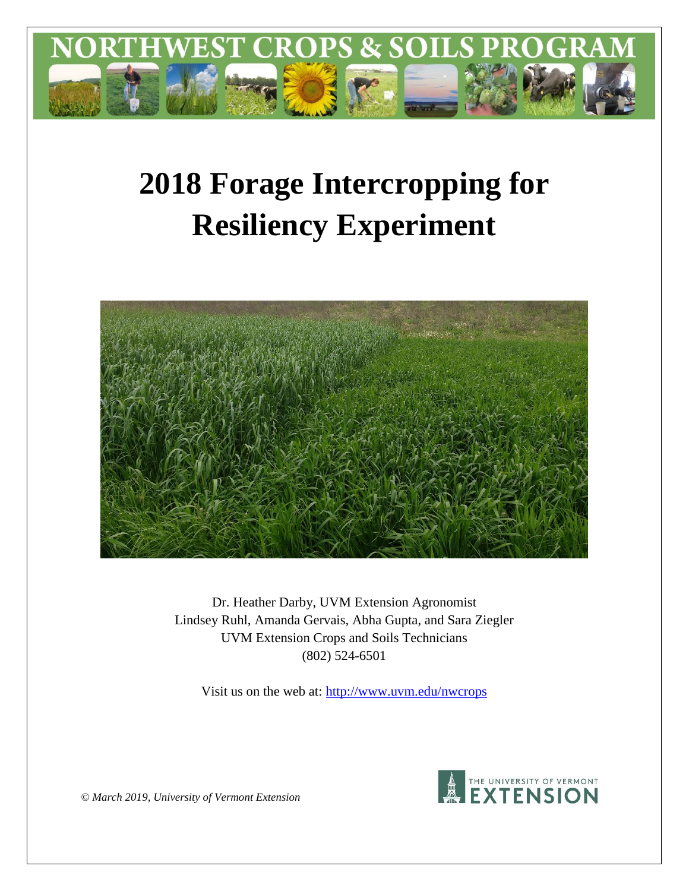# 2018 Forage Intercropping for Resiliency Experiment

Dr. Heather Darby, UVM Extension Agronomist
Lindsey Ruhl, Amanda Gervais, Abha Gupta, and Sara Ziegler
UVM Extension Crops and Soils Technicians
(802) 524-6501

Visit us on the web at: http://www.uvm.edu/nwcrops

*© March 2019, University of Vermont Extension*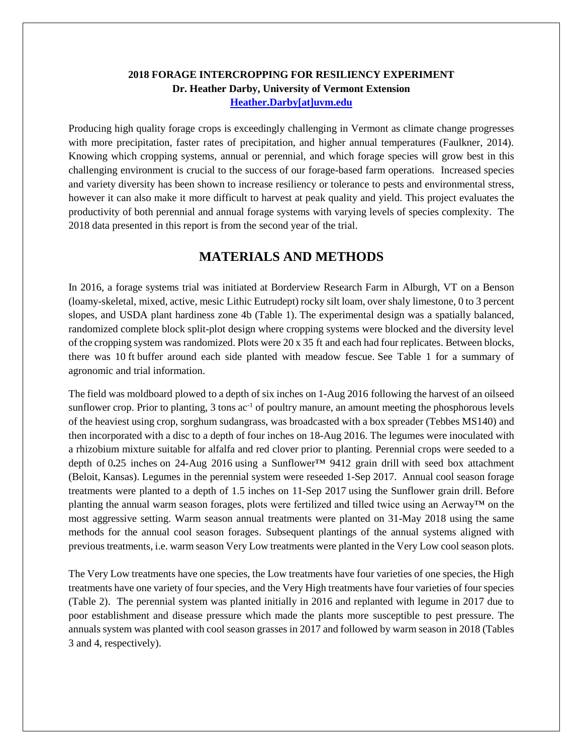**2018 FORAGE INTERCROPPING FOR RESILIENCY EXPERIMENT**
**Dr. Heather Darby, University of Vermont Extension**
**Heather.Darby[at]uvm.edu**

Producing high quality forage crops is exceedingly challenging in Vermont as climate change progresses with more precipitation, faster rates of precipitation, and higher annual temperatures (Faulkner, 2014). Knowing which cropping systems, annual or perennial, and which forage species will grow best in this challenging environment is crucial to the success of our forage-based farm operations. Increased species and variety diversity has been shown to increase resiliency or tolerance to pests and environmental stress, however it can also make it more difficult to harvest at peak quality and yield. This project evaluates the productivity of both perennial and annual forage systems with varying levels of species complexity. The 2018 data presented in this report is from the second year of the trial.

## MATERIALS AND METHODS

In 2016, a forage systems trial was initiated at Borderview Research Farm in Alburgh, VT on a Benson (loamy-skeletal, mixed, active, mesic Lithic Eutrudept) rocky silt loam, over shaly limestone, 0 to 3 percent slopes, and USDA plant hardiness zone 4b (Table 1). The experimental design was a spatially balanced, randomized complete block split-plot design where cropping systems were blocked and the diversity level of the cropping system was randomized. Plots were 20 x 35 ft and each had four replicates. Between blocks, there was 10 ft buffer around each side planted with meadow fescue. See Table 1 for a summary of agronomic and trial information.

The field was moldboard plowed to a depth of six inches on 1-Aug 2016 following the harvest of an oilseed sunflower crop. Prior to planting, 3 tons ac$^{-1}$ of poultry manure, an amount meeting the phosphorous levels of the heaviest using crop, sorghum sudangrass, was broadcasted with a box spreader (Tebbes MS140) and then incorporated with a disc to a depth of four inches on 18-Aug 2016. The legumes were inoculated with a rhizobium mixture suitable for alfalfa and red clover prior to planting. Perennial crops were seeded to a depth of 0.25 inches on 24-Aug 2016 using a Sunflower™ 9412 grain drill with seed box attachment (Beloit, Kansas). Legumes in the perennial system were reseeded 1-Sep 2017. Annual cool season forage treatments were planted to a depth of 1.5 inches on 11-Sep 2017 using the Sunflower grain drill. Before planting the annual warm season forages, plots were fertilized and tilled twice using an Aerway™ on the most aggressive setting. Warm season annual treatments were planted on 31-May 2018 using the same methods for the annual cool season forages. Subsequent plantings of the annual systems aligned with previous treatments, i.e. warm season Very Low treatments were planted in the Very Low cool season plots.

The Very Low treatments have one species, the Low treatments have four varieties of one species, the High treatments have one variety of four species, and the Very High treatments have four varieties of four species (Table 2). The perennial system was planted initially in 2016 and replanted with legume in 2017 due to poor establishment and disease pressure which made the plants more susceptible to pest pressure. The annuals system was planted with cool season grasses in 2017 and followed by warm season in 2018 (Tables 3 and 4, respectively).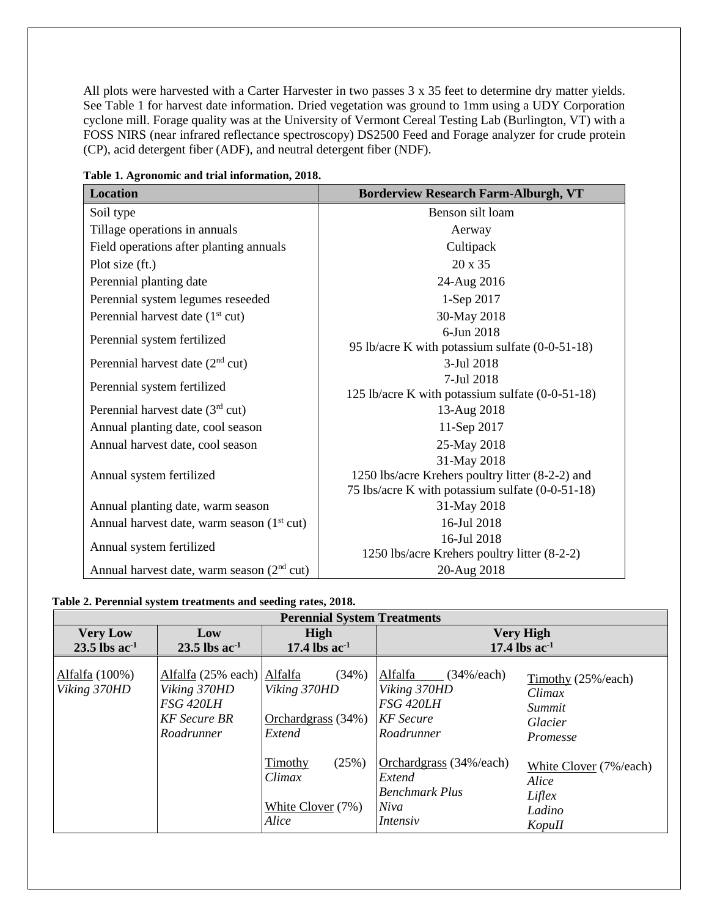All plots were harvested with a Carter Harvester in two passes 3 x 35 feet to determine dry matter yields. See Table 1 for harvest date information. Dried vegetation was ground to 1mm using a UDY Corporation cyclone mill. Forage quality was at the University of Vermont Cereal Testing Lab (Burlington, VT) with a FOSS NIRS (near infrared reflectance spectroscopy) DS2500 Feed and Forage analyzer for crude protein (CP), acid detergent fiber (ADF), and neutral detergent fiber (NDF).

**Table 1. Agronomic and trial information, 2018.**

| Location | Borderview Research Farm-Alburgh, VT |
|---|---|
| Soil type | Benson silt loam |
| Tillage operations in annuals | Aerway |
| Field operations after planting annuals | Cultipack |
| Plot size (ft.) | 20 x 35 |
| Perennial planting date | 24-Aug 2016 |
| Perennial system legumes reseeded | 1-Sep 2017 |
| Perennial harvest date (1st cut) | 30-May 2018 |
| Perennial system fertilized | 6-Jun 2018<br>95 lb/acre K with potassium sulfate (0-0-51-18) |
| Perennial harvest date (2nd cut) | 3-Jul 2018 |
| Perennial system fertilized | 7-Jul 2018<br>125 lb/acre K with potassium sulfate (0-0-51-18) |
| Perennial harvest date (3rd cut) | 13-Aug 2018 |
| Annual planting date, cool season | 11-Sep 2017 |
| Annual harvest date, cool season | 25-May 2018 |
| Annual system fertilized | 31-May 2018<br>1250 lbs/acre Krehers poultry litter (8-2-2) and<br>75 lbs/acre K with potassium sulfate (0-0-51-18) |
| Annual planting date, warm season | 31-May 2018 |
| Annual harvest date, warm season (1st cut) | 16-Jul 2018 |
| Annual system fertilized | 16-Jul 2018<br>1250 lbs/acre Krehers poultry litter (8-2-2) |
| Annual harvest date, warm season (2nd cut) | 20-Aug 2018 |

**Table 2. Perennial system treatments and seeding rates, 2018.**

| Perennial System Treatments | | | | |
|---|---|---|---|---|
| **Very Low**<br>**23.5 lbs ac$^{-1}$** | **Low**<br>**23.5 lbs ac$^{-1}$** | **High**<br>**17.4 lbs ac$^{-1}$** | **Very High**<br>**17.4 lbs ac$^{-1}$** | |
| Alfalfa (100%)<br>*Viking 370HD* | Alfalfa (25% each)<br>*Viking 370HD*<br>*FSG 420LH*<br>*KF Secure BR*<br>*Roadrunner* | Alfalfa (34%)<br>*Viking 370HD*<br><br>Orchardgrass (34%)<br>*Extend*<br><br>Timothy (25%)<br>*Climax*<br><br>White Clover (7%)<br>*Alice* | Alfalfa (34%/each)<br>*Viking 370HD*<br>*FSG 420LH*<br>*KF Secure*<br>*Roadrunner*<br><br>Orchardgrass (34%/each)<br>*Extend*<br>*Benchmark Plus*<br>*Niva*<br>*Intensiv* | Timothy (25%/each)<br>*Climax*<br>*Summit*<br>*Glacier*<br>*Promesse*<br><br>White Clover (7%/each)<br>*Alice*<br>*Liflex*<br>*Ladino*<br>*KopuII* |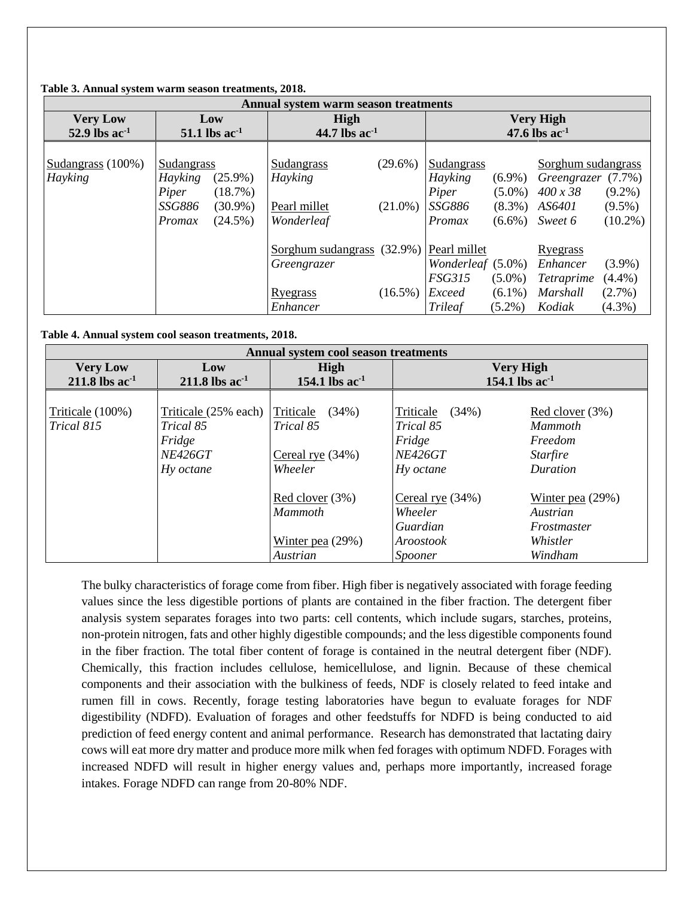**Table 3. Annual system warm season treatments, 2018.**

| Annual system warm season treatments | | | |
|---|---|---|---|
| **Very Low** 52.9 lbs $ac^{-1}$ | **Low** 51.1 lbs $ac^{-1}$ | **High** 44.7 lbs $ac^{-1}$ | **Very High** 47.6 lbs $ac^{-1}$ |
| Sudangrass (100%)<br>*Hayking* | Sudangrass<br>*Hayking* (25.9%)<br>*Piper* (18.7%)<br>*SSG886* (30.9%)<br>*Promax* (24.5%) | Sudangrass (29.6%)<br>*Hayking*<br><br>Pearl millet (21.0%)<br>*Wonderleaf*<br><br>Sorghum sudangrass (32.9%)<br>*Greengrazer*<br><br>Ryegrass (16.5%)<br>*Enhancer* | Sudangrass<br>*Hayking* (6.9%)<br>*Piper* (5.0%)<br>*SSG886* (8.3%)<br>*Promax* (6.6%)<br><br>Pearl millet<br>*Wonderleaf* (5.0%)<br>*FSG315* (5.0%)<br>*Exceed* (6.1%)<br>*Trileaf* (5.2%)<br><br>Sorghum sudangrass<br>*Greengrazer* (7.7%)<br>*400 x 38* (9.2%)<br>*AS6401* (9.5%)<br>*Sweet 6* (10.2%)<br><br>Ryegrass<br>*Enhancer* (3.9%)<br>*Tetraprime* (4.4%)<br>*Marshall* (2.7%)<br>*Kodiak* (4.3%) |

**Table 4. Annual system cool season treatments, 2018.**

| Annual system cool season treatments | | | |
|---|---|---|---|
| **Very Low** 211.8 lbs $ac^{-1}$ | **Low** 211.8 lbs $ac^{-1}$ | **High** 154.1 lbs $ac^{-1}$ | **Very High** 154.1 lbs $ac^{-1}$ |
| Triticale (100%)<br>*Trical 815* | Triticale (25% each)<br>*Trical 85*<br>*Fridge*<br>*NE426GT*<br>*Hy octane* | Triticale (34%)<br>*Trical 85*<br><br>Cereal rye (34%)<br>*Wheeler*<br><br>Red clover (3%)<br>*Mammoth*<br><br>Winter pea (29%)<br>*Austrian* | Triticale (34%)<br>*Trical 85*<br>*Fridge*<br>*NE426GT*<br>*Hy octane*<br><br>Cereal rye (34%)<br>*Wheeler*<br>*Guardian*<br>*Aroostook*<br>*Spooner*<br><br>Red clover (3%)<br>*Mammoth*<br>*Freedom*<br>*Starfire*<br>*Duration*<br><br>Winter pea (29%)<br>*Austrian*<br>*Frostmaster*<br>*Whistler*<br>*Windham* |

The bulky characteristics of forage come from fiber. High fiber is negatively associated with forage feeding values since the less digestible portions of plants are contained in the fiber fraction. The detergent fiber analysis system separates forages into two parts: cell contents, which include sugars, starches, proteins, non-protein nitrogen, fats and other highly digestible compounds; and the less digestible components found in the fiber fraction. The total fiber content of forage is contained in the neutral detergent fiber (NDF). Chemically, this fraction includes cellulose, hemicellulose, and lignin. Because of these chemical components and their association with the bulkiness of feeds, NDF is closely related to feed intake and rumen fill in cows. Recently, forage testing laboratories have begun to evaluate forages for NDF digestibility (NDFD). Evaluation of forages and other feedstuffs for NDFD is being conducted to aid prediction of feed energy content and animal performance. Research has demonstrated that lactating dairy cows will eat more dry matter and produce more milk when fed forages with optimum NDFD. Forages with increased NDFD will result in higher energy values and, perhaps more importantly, increased forage intakes. Forage NDFD can range from 20-80% NDF.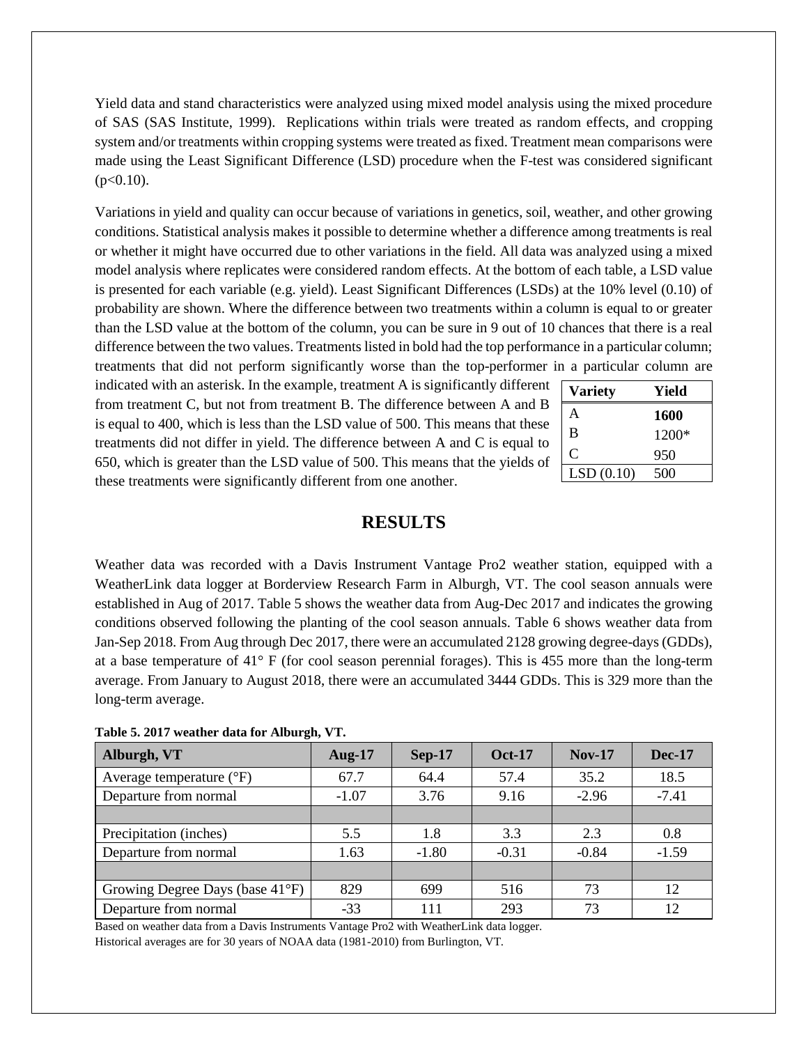Yield data and stand characteristics were analyzed using mixed model analysis using the mixed procedure of SAS (SAS Institute, 1999). Replications within trials were treated as random effects, and cropping system and/or treatments within cropping systems were treated as fixed. Treatment mean comparisons were made using the Least Significant Difference (LSD) procedure when the F-test was considered significant ($p<0.10$).

Variations in yield and quality can occur because of variations in genetics, soil, weather, and other growing conditions. Statistical analysis makes it possible to determine whether a difference among treatments is real or whether it might have occurred due to other variations in the field. All data was analyzed using a mixed model analysis where replicates were considered random effects. At the bottom of each table, a LSD value is presented for each variable (e.g. yield). Least Significant Differences (LSDs) at the 10% level (0.10) of probability are shown. Where the difference between two treatments within a column is equal to or greater than the LSD value at the bottom of the column, you can be sure in 9 out of 10 chances that there is a real difference between the two values. Treatments listed in bold had the top performance in a particular column; treatments that did not perform significantly worse than the top-performer in a particular column are indicated with an asterisk. In the example, treatment A is significantly different from treatment C, but not from treatment B. The difference between A and B is equal to 400, which is less than the LSD value of 500. This means that these treatments did not differ in yield. The difference between A and C is equal to 650, which is greater than the LSD value of 500. This means that the yields of these treatments were significantly different from one another.

| Variety | Yield |
|---|---|
| A | **1600** |
| B | 1200* |
| C | 950 |
| LSD (0.10) | 500 |

# RESULTS

Weather data was recorded with a Davis Instrument Vantage Pro2 weather station, equipped with a WeatherLink data logger at Borderview Research Farm in Alburgh, VT. The cool season annuals were established in Aug of 2017. Table 5 shows the weather data from Aug-Dec 2017 and indicates the growing conditions observed following the planting of the cool season annuals. Table 6 shows weather data from Jan-Sep 2018. From Aug through Dec 2017, there were an accumulated 2128 growing degree-days (GDDs), at a base temperature of 41° F (for cool season perennial forages). This is 455 more than the long-term average. From January to August 2018, there were an accumulated 3444 GDDs. This is 329 more than the long-term average.

**Table 5. 2017 weather data for Alburgh, VT.**

| Alburgh, VT | Aug-17 | Sep-17 | Oct-17 | Nov-17 | Dec-17 |
|---|---|---|---|---|---|
| Average temperature (°F) | 67.7 | 64.4 | 57.4 | 35.2 | 18.5 |
| Departure from normal | -1.07 | 3.76 | 9.16 | -2.96 | -7.41 |
| | | | | | |
| Precipitation (inches) | 5.5 | 1.8 | 3.3 | 2.3 | 0.8 |
| Departure from normal | 1.63 | -1.80 | -0.31 | -0.84 | -1.59 |
| | | | | | |
| Growing Degree Days (base 41°F) | 829 | 699 | 516 | 73 | 12 |
| Departure from normal | -33 | 111 | 293 | 73 | 12 |

Based on weather data from a Davis Instruments Vantage Pro2 with WeatherLink data logger.
Historical averages are for 30 years of NOAA data (1981-2010) from Burlington, VT.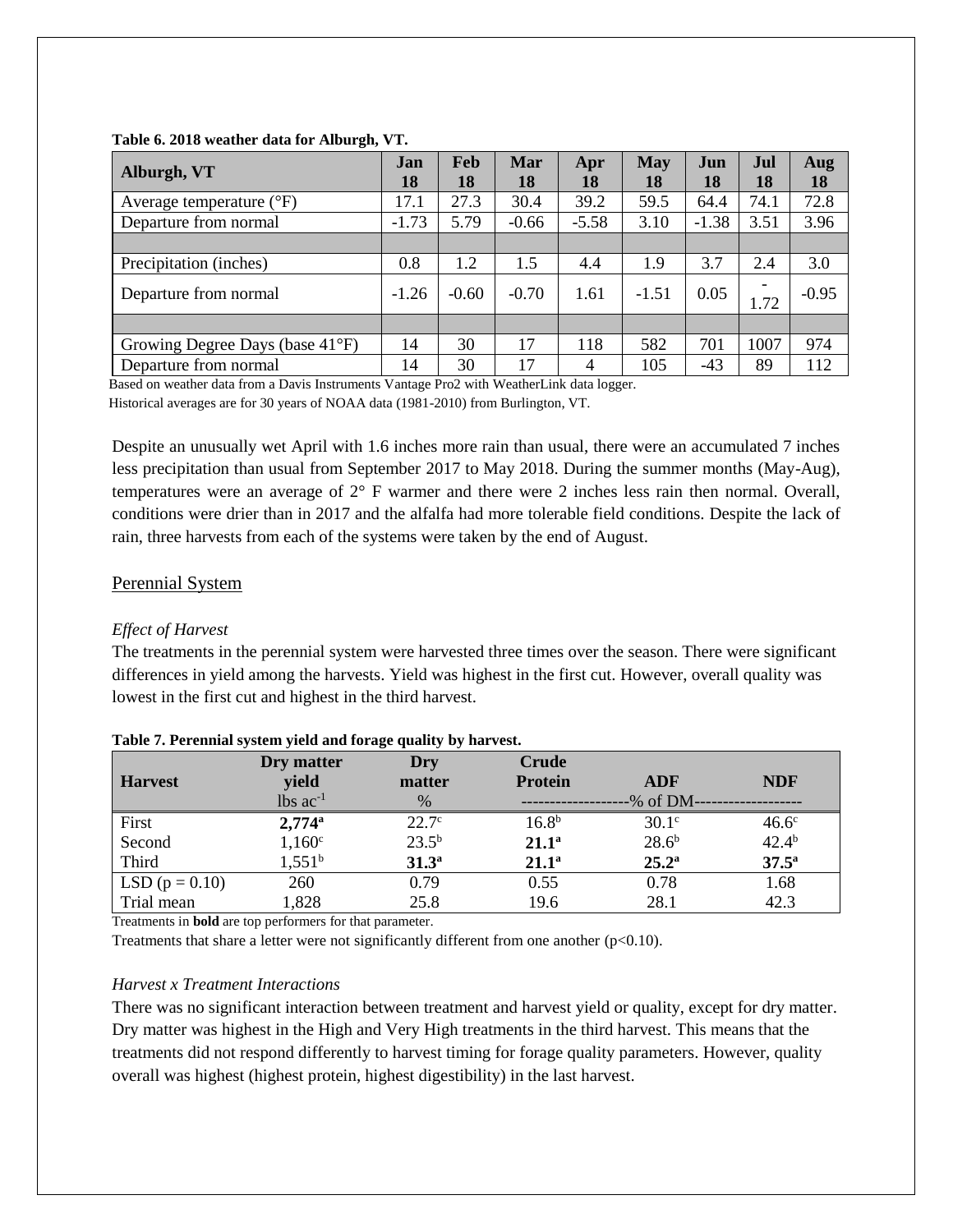**Table 6. 2018 weather data for Alburgh, VT.**

| Alburgh, VT | Jan 18 | Feb 18 | Mar 18 | Apr 18 | May 18 | Jun 18 | Jul 18 | Aug 18 |
|---|---|---|---|---|---|---|---|---|
| Average temperature (°F) | 17.1 | 27.3 | 30.4 | 39.2 | 59.5 | 64.4 | 74.1 | 72.8 |
| Departure from normal | -1.73 | 5.79 | -0.66 | -5.58 | 3.10 | -1.38 | 3.51 | 3.96 |
| | | | | | | | | |
| Precipitation (inches) | 0.8 | 1.2 | 1.5 | 4.4 | 1.9 | 3.7 | 2.4 | 3.0 |
| Departure from normal | -1.26 | -0.60 | -0.70 | 1.61 | -1.51 | 0.05 | -1.72 | -0.95 |
| | | | | | | | | |
| Growing Degree Days (base 41°F) | 14 | 30 | 17 | 118 | 582 | 701 | 1007 | 974 |
| Departure from normal | 14 | 30 | 17 | 4 | 105 | -43 | 89 | 112 |

Based on weather data from a Davis Instruments Vantage Pro2 with WeatherLink data logger.
Historical averages are for 30 years of NOAA data (1981-2010) from Burlington, VT.

Despite an unusually wet April with 1.6 inches more rain than usual, there were an accumulated 7 inches less precipitation than usual from September 2017 to May 2018. During the summer months (May-Aug), temperatures were an average of 2° F warmer and there were 2 inches less rain then normal. Overall, conditions were drier than in 2017 and the alfalfa had more tolerable field conditions. Despite the lack of rain, three harvests from each of the systems were taken by the end of August.

## Perennial System

### *Effect of Harvest*

The treatments in the perennial system were harvested three times over the season. There were significant differences in yield among the harvests. Yield was highest in the first cut. However, overall quality was lowest in the first cut and highest in the third harvest.

**Table 7. Perennial system yield and forage quality by harvest.**

| Harvest | Dry matter yield | Dry matter | Crude Protein | ADF | NDF |
|---|---|---|---|---|---|
| | lbs ac$^{-1}$ | % | % of DM | | |
| First | **2,774$^{a}$** | 22.7$^{c}$ | 16.8$^{b}$ | 30.1$^{c}$ | 46.6$^{c}$ |
| Second | 1,160$^{c}$ | 23.5$^{b}$ | **21.1$^{a}$** | 28.6$^{b}$ | 42.4$^{b}$ |
| Third | 1,551$^{b}$ | **31.3$^{a}$** | **21.1$^{a}$** | **25.2$^{a}$** | **37.5$^{a}$** |
| LSD (p = 0.10) | 260 | 0.79 | 0.55 | 0.78 | 1.68 |
| Trial mean | 1,828 | 25.8 | 19.6 | 28.1 | 42.3 |

Treatments in **bold** are top performers for that parameter.
Treatments that share a letter were not significantly different from one another (p<0.10).

### *Harvest x Treatment Interactions*

There was no significant interaction between treatment and harvest yield or quality, except for dry matter. Dry matter was highest in the High and Very High treatments in the third harvest. This means that the treatments did not respond differently to harvest timing for forage quality parameters. However, quality overall was highest (highest protein, highest digestibility) in the last harvest.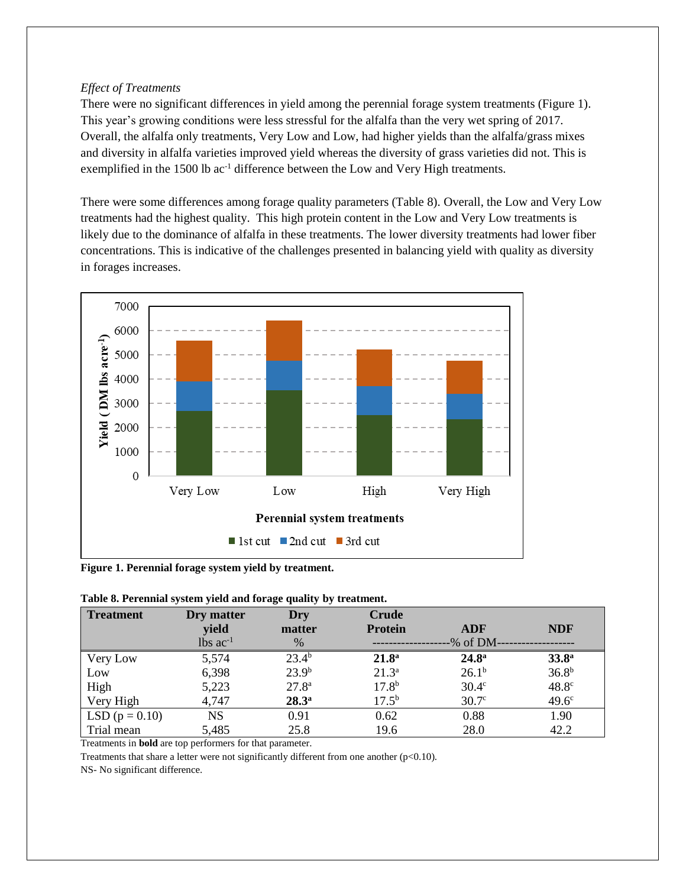*Effect of Treatments*

There were no significant differences in yield among the perennial forage system treatments (Figure 1). This year's growing conditions were less stressful for the alfalfa than the very wet spring of 2017. Overall, the alfalfa only treatments, Very Low and Low, had higher yields than the alfalfa/grass mixes and diversity in alfalfa varieties improved yield whereas the diversity of grass varieties did not. This is exemplified in the 1500 lb $ac^{-1}$ difference between the Low and Very High treatments.

There were some differences among forage quality parameters (Table 8). Overall, the Low and Very Low treatments had the highest quality. This high protein content in the Low and Very Low treatments is likely due to the dominance of alfalfa in these treatments. The lower diversity treatments had lower fiber concentrations. This is indicative of the challenges presented in balancing yield with quality as diversity in forages increases.

**Figure 1. Perennial forage system yield by treatment.**

**Table 8. Perennial system yield and forage quality by treatment.**

| Treatment | Dry matter yield | Dry matter | Crude Protein | ADF | NDF |
|---|---|---|---|---|---|
| | lbs $ac^{-1}$ | % | -------------------% of DM | ------------------- | |
| Very Low | 5,574 | 23.4[b] | **21.8[a]** | **24.8[a]** | **33.8[a]** |
| Low | 6,398 | 23.9[b] | 21.3[a] | 26.1[b] | 36.8[b] |
| High | 5,223 | 27.8[a] | 17.8[b] | 30.4[c] | 48.8[c] |
| Very High | 4,747 | **28.3[a]** | 17.5[b] | 30.7[c] | 49.6[c] |
| LSD (p = 0.10) | NS | 0.91 | 0.62 | 0.88 | 1.90 |
| Trial mean | 5,485 | 25.8 | 19.6 | 28.0 | 42.2 |

Treatments in **bold** are top performers for that parameter.

Treatments that share a letter were not significantly different from one another ($p<0.10$).

NS- No significant difference.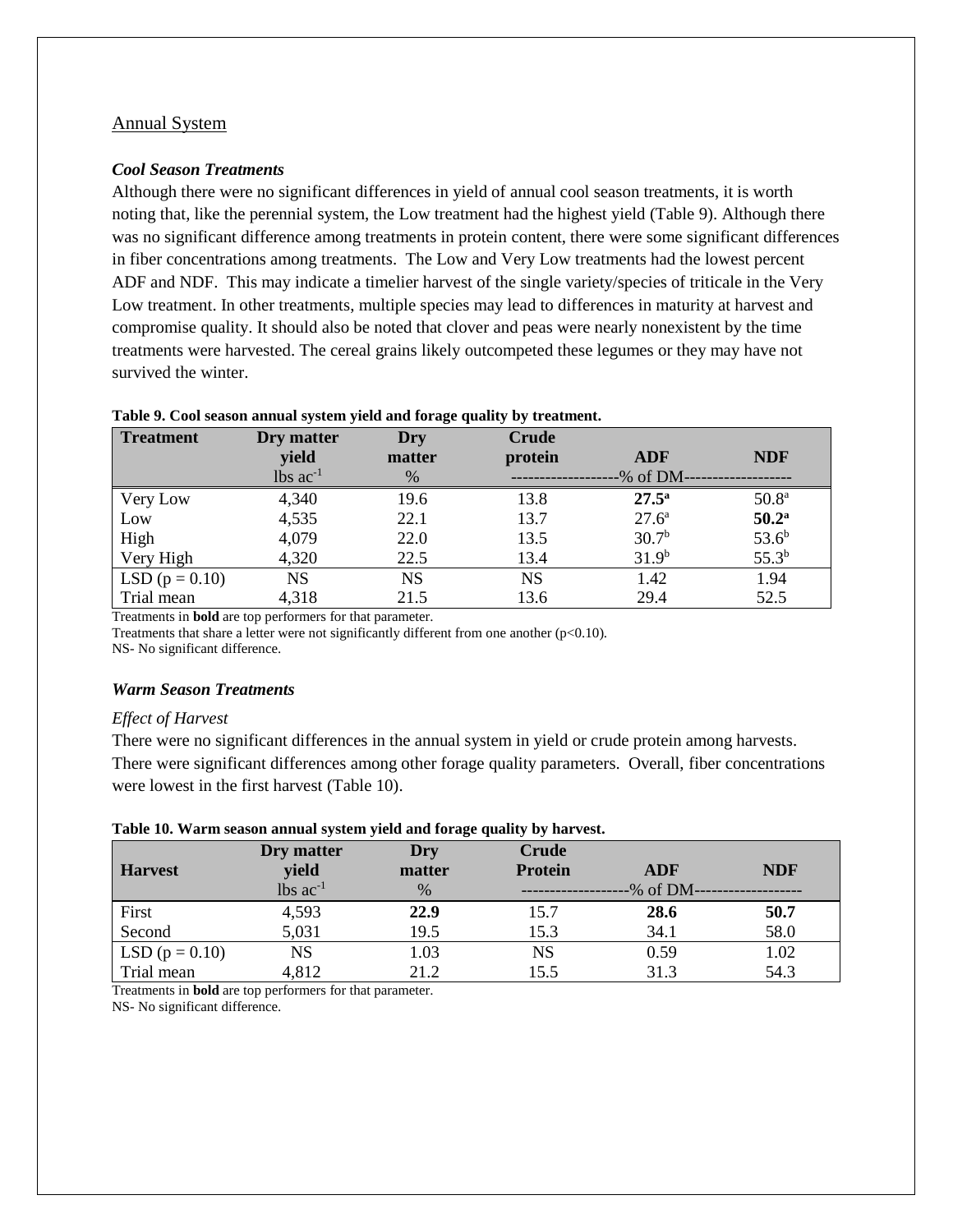## Annual System

### *Cool Season Treatments*

Although there were no significant differences in yield of annual cool season treatments, it is worth noting that, like the perennial system, the Low treatment had the highest yield (Table 9). Although there was no significant difference among treatments in protein content, there were some significant differences in fiber concentrations among treatments. The Low and Very Low treatments had the lowest percent ADF and NDF. This may indicate a timelier harvest of the single variety/species of triticale in the Very Low treatment. In other treatments, multiple species may lead to differences in maturity at harvest and compromise quality. It should also be noted that clover and peas were nearly nonexistent by the time treatments were harvested. The cereal grains likely outcompeted these legumes or they may have not survived the winter.

**Table 9. Cool season annual system yield and forage quality by treatment.**

| Treatment | Dry matter yield | Dry matter | Crude protein | ADF | NDF |
|---|---|---|---|---|---|
| | lbs $ac^{-1}$ | % | -------------------% of DM------------------- | | |
| Very Low | 4,340 | 19.6 | 13.8 | **27.5**[a] | 50.8[a] |
| Low | 4,535 | 22.1 | 13.7 | 27.6[a] | **50.2**[a] |
| High | 4,079 | 22.0 | 13.5 | 30.7[b] | 53.6[b] |
| Very High | 4,320 | 22.5 | 13.4 | 31.9[b] | 55.3[b] |
| LSD (p = 0.10) | NS | NS | NS | 1.42 | 1.94 |
| Trial mean | 4,318 | 21.5 | 13.6 | 29.4 | 52.5 |

Treatments in **bold** are top performers for that parameter.
Treatments that share a letter were not significantly different from one another (p<0.10).
NS- No significant difference.

### *Warm Season Treatments*

*Effect of Harvest*

There were no significant differences in the annual system in yield or crude protein among harvests. There were significant differences among other forage quality parameters. Overall, fiber concentrations were lowest in the first harvest (Table 10).

**Table 10. Warm season annual system yield and forage quality by harvest.**

| Harvest | Dry matter yield | Dry matter | Crude Protein | ADF | NDF |
|---|---|---|---|---|---|
| | lbs $ac^{-1}$ | % | -------------------% of DM------------------- | | |
| First | 4,593 | **22.9** | 15.7 | **28.6** | **50.7** |
| Second | 5,031 | 19.5 | 15.3 | 34.1 | 58.0 |
| LSD (p = 0.10) | NS | 1.03 | NS | 0.59 | 1.02 |
| Trial mean | 4,812 | 21.2 | 15.5 | 31.3 | 54.3 |

Treatments in **bold** are top performers for that parameter.
NS- No significant difference.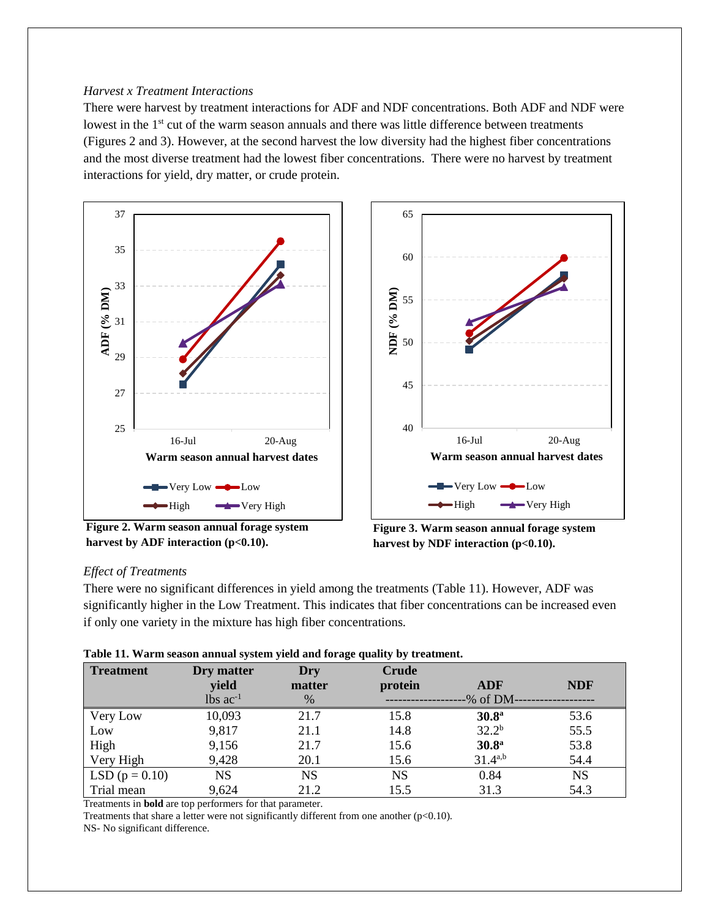*Harvest x Treatment Interactions*

There were harvest by treatment interactions for ADF and NDF concentrations. Both ADF and NDF were lowest in the 1st cut of the warm season annuals and there was little difference between treatments (Figures 2 and 3). However, at the second harvest the low diversity had the highest fiber concentrations and the most diverse treatment had the lowest fiber concentrations. There were no harvest by treatment interactions for yield, dry matter, or crude protein.

**Figure 2. Warm season annual forage system harvest by ADF interaction (p<0.10).**

**Figure 3. Warm season annual forage system harvest by NDF interaction (p<0.10).**

*Effect of Treatments*

There were no significant differences in yield among the treatments (Table 11). However, ADF was significantly higher in the Low Treatment. This indicates that fiber concentrations can be increased even if only one variety in the mixture has high fiber concentrations.

**Table 11. Warm season annual system yield and forage quality by treatment.**

| Treatment | Dry matter yield | Dry matter | Crude protein | ADF | NDF |
|---|---|---|---|---|---|
| | lbs $ac^{-1}$ | % | % of DM | % of DM | % of DM |
| Very Low | 10,093 | 21.7 | 15.8 | **30.8**[a] | 53.6 |
| Low | 9,817 | 21.1 | 14.8 | 32.2[b] | 55.5 |
| High | 9,156 | 21.7 | 15.6 | **30.8**[a] | 53.8 |
| Very High | 9,428 | 20.1 | 15.6 | 31.4[a,b] | 54.4 |
| LSD (p = 0.10) | NS | NS | NS | 0.84 | NS |
| Trial mean | 9,624 | 21.2 | 15.5 | 31.3 | 54.3 |

Treatments in **bold** are top performers for that parameter.

Treatments that share a letter were not significantly different from one another (p<0.10).

NS- No significant difference.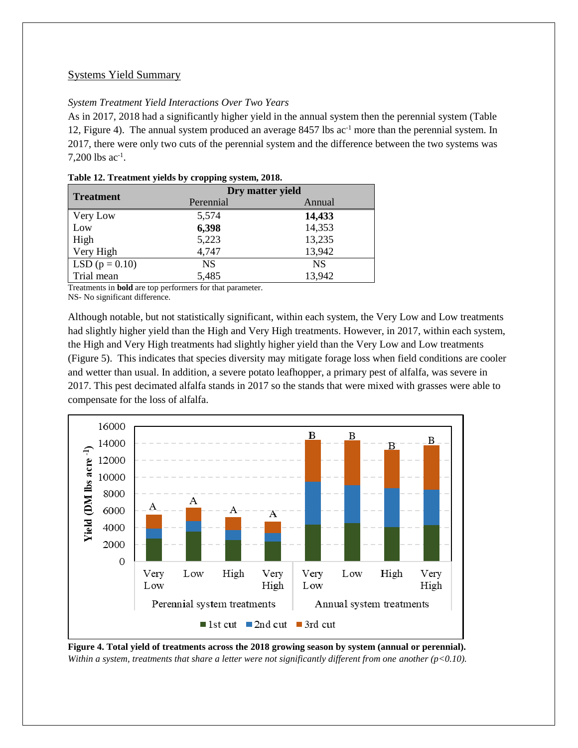## Systems Yield Summary

*System Treatment Yield Interactions Over Two Years*

As in 2017, 2018 had a significantly higher yield in the annual system then the perennial system (Table 12, Figure 4). The annual system produced an average 8457 lbs ac$^{-1}$ more than the perennial system. In 2017, there were only two cuts of the perennial system and the difference between the two systems was 7,200 lbs ac$^{-1}$.

**Table 12. Treatment yields by cropping system, 2018.**

| Treatment | Dry matter yield | |
|---|---|---|
| | Perennial | Annual |
| Very Low | 5,574 | **14,433** |
| Low | **6,398** | 14,353 |
| High | 5,223 | 13,235 |
| Very High | 4,747 | 13,942 |
| LSD (p = 0.10) | NS | NS |
| Trial mean | 5,485 | 13,942 |

Treatments in **bold** are top performers for that parameter.
NS- No significant difference.

Although notable, but not statistically significant, within each system, the Very Low and Low treatments had slightly higher yield than the High and Very High treatments. However, in 2017, within each system, the High and Very High treatments had slightly higher yield than the Very Low and Low treatments (Figure 5). This indicates that species diversity may mitigate forage loss when field conditions are cooler and wetter than usual. In addition, a severe potato leafhopper, a primary pest of alfalfa, was severe in 2017. This pest decimated alfalfa stands in 2017 so the stands that were mixed with grasses were able to compensate for the loss of alfalfa.

**Figure 4. Total yield of treatments across the 2018 growing season by system (annual or perennial).** *Within a system, treatments that share a letter were not significantly different from one another (p<0.10).*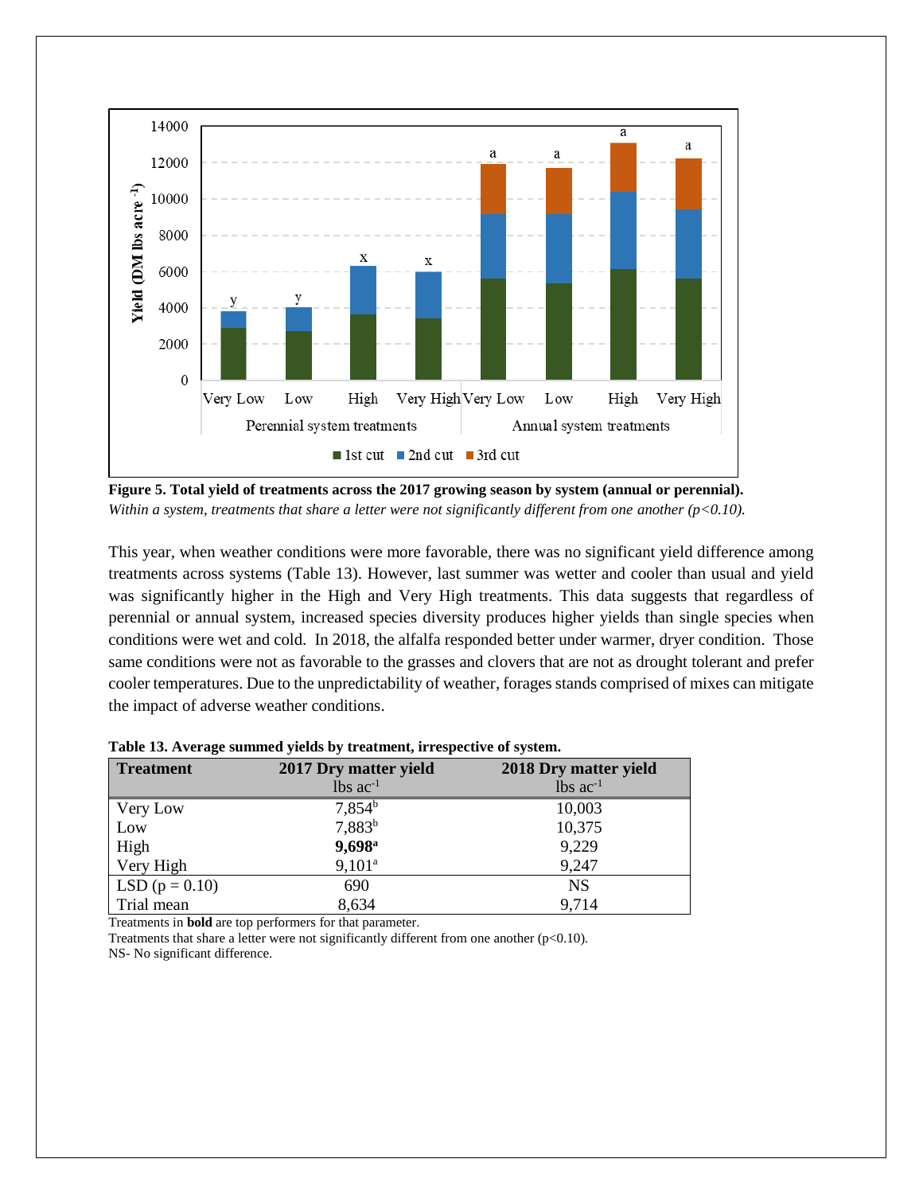**Figure 5. Total yield of treatments across the 2017 growing season by system (annual or perennial).** *Within a system, treatments that share a letter were not significantly different from one another (p<0.10).*

This year, when weather conditions were more favorable, there was no significant yield difference among treatments across systems (Table 13). However, last summer was wetter and cooler than usual and yield was significantly higher in the High and Very High treatments. This data suggests that regardless of perennial or annual system, increased species diversity produces higher yields than single species when conditions were wet and cold. In 2018, the alfalfa responded better under warmer, dryer condition. Those same conditions were not as favorable to the grasses and clovers that are not as drought tolerant and prefer cooler temperatures. Due to the unpredictability of weather, forages stands comprised of mixes can mitigate the impact of adverse weather conditions.

**Table 13. Average summed yields by treatment, irrespective of system.**

| Treatment | 2017 Dry matter yield lbs $ac^{-1}$ | 2018 Dry matter yield lbs $ac^{-1}$ |
|---|---|---|
| Very Low | 7,854[b] | 10,003 |
| Low | 7,883[b] | 10,375 |
| High | **9,698[a]** | 9,229 |
| Very High | 9,101[a] | 9,247 |
| LSD (p = 0.10) | 690 | NS |
| Trial mean | 8,634 | 9,714 |

Treatments in **bold** are top performers for that parameter.
Treatments that share a letter were not significantly different from one another (p<0.10).
NS- No significant difference.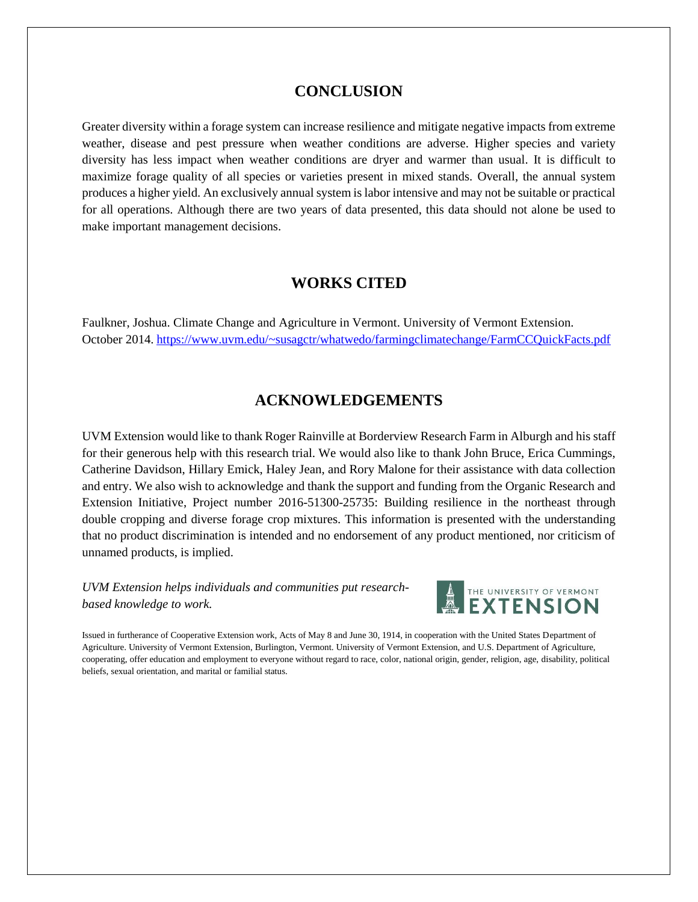## CONCLUSION

Greater diversity within a forage system can increase resilience and mitigate negative impacts from extreme weather, disease and pest pressure when weather conditions are adverse. Higher species and variety diversity has less impact when weather conditions are dryer and warmer than usual. It is difficult to maximize forage quality of all species or varieties present in mixed stands. Overall, the annual system produces a higher yield. An exclusively annual system is labor intensive and may not be suitable or practical for all operations. Although there are two years of data presented, this data should not alone be used to make important management decisions.

## WORKS CITED

Faulkner, Joshua. Climate Change and Agriculture in Vermont. University of Vermont Extension. October 2014. https://www.uvm.edu/~susagctr/whatwedo/farmingclimatechange/FarmCCQuickFacts.pdf

## ACKNOWLEDGEMENTS

UVM Extension would like to thank Roger Rainville at Borderview Research Farm in Alburgh and his staff for their generous help with this research trial. We would also like to thank John Bruce, Erica Cummings, Catherine Davidson, Hillary Emick, Haley Jean, and Rory Malone for their assistance with data collection and entry. We also wish to acknowledge and thank the support and funding from the Organic Research and Extension Initiative, Project number 2016-51300-25735: Building resilience in the northeast through double cropping and diverse forage crop mixtures. This information is presented with the understanding that no product discrimination is intended and no endorsement of any product mentioned, nor criticism of unnamed products, is implied.

*UVM Extension helps individuals and communities put research-based knowledge to work.*

THE UNIVERSITY OF VERMONT EXTENSION

Issued in furtherance of Cooperative Extension work, Acts of May 8 and June 30, 1914, in cooperation with the United States Department of Agriculture. University of Vermont Extension, Burlington, Vermont. University of Vermont Extension, and U.S. Department of Agriculture, cooperating, offer education and employment to everyone without regard to race, color, national origin, gender, religion, age, disability, political beliefs, sexual orientation, and marital or familial status.